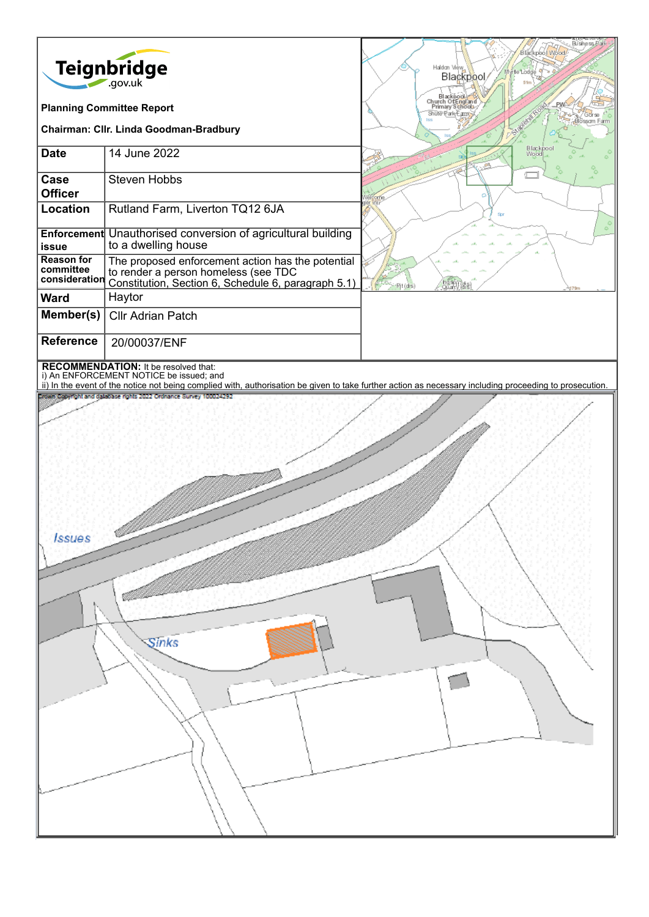Teignbridge
.gov.uk

**Planning Committee Report**

**Chairman: Cllr. Linda Goodman-Bradbury**

| | |
|---|---|
| **Date** | 14 June 2022 |
| **Case Officer** | Steven Hobbs |
| **Location** | Rutland Farm, Liverton TQ12 6JA |
| **Enforcement issue** | Unauthorised conversion of agricultural building to a dwelling house |
| **Reason for committee consideration** | The proposed enforcement action has the potential to render a person homeless (see TDC Constitution, Section 6, Schedule 6, paragraph 5.1) |
| **Ward** | Haytor |
| **Member(s)** | Cllr Adrian Patch |
| **Reference** | 20/00037/ENF |

**RECOMMENDATION:** It be resolved that:
i) An ENFORCEMENT NOTICE be issued; and
ii) In the event of the notice not being complied with, authorisation be given to take further action as necessary including proceeding to prosecution.

Crown Copyright and database rights 2022 Ordnance Survey 100024292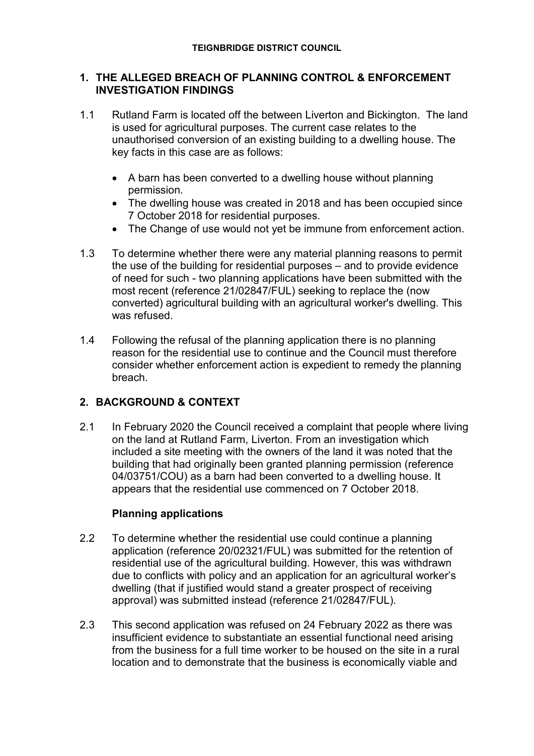**TEIGNBRIDGE DISTRICT COUNCIL**

## 1. THE ALLEGED BREACH OF PLANNING CONTROL & ENFORCEMENT INVESTIGATION FINDINGS

1.1 Rutland Farm is located off the between Liverton and Bickington. The land is used for agricultural purposes. The current case relates to the unauthorised conversion of an existing building to a dwelling house. The key facts in this case are as follows:

- A barn has been converted to a dwelling house without planning permission.
- The dwelling house was created in 2018 and has been occupied since 7 October 2018 for residential purposes.
- The Change of use would not yet be immune from enforcement action.

1.3 To determine whether there were any material planning reasons to permit the use of the building for residential purposes – and to provide evidence of need for such - two planning applications have been submitted with the most recent (reference 21/02847/FUL) seeking to replace the (now converted) agricultural building with an agricultural worker's dwelling. This was refused.

1.4 Following the refusal of the planning application there is no planning reason for the residential use to continue and the Council must therefore consider whether enforcement action is expedient to remedy the planning breach.

## 2. BACKGROUND & CONTEXT

2.1 In February 2020 the Council received a complaint that people where living on the land at Rutland Farm, Liverton. From an investigation which included a site meeting with the owners of the land it was noted that the building that had originally been granted planning permission (reference 04/03751/COU) as a barn had been converted to a dwelling house. It appears that the residential use commenced on 7 October 2018.

### Planning applications

2.2 To determine whether the residential use could continue a planning application (reference 20/02321/FUL) was submitted for the retention of residential use of the agricultural building. However, this was withdrawn due to conflicts with policy and an application for an agricultural worker's dwelling (that if justified would stand a greater prospect of receiving approval) was submitted instead (reference 21/02847/FUL).

2.3 This second application was refused on 24 February 2022 as there was insufficient evidence to substantiate an essential functional need arising from the business for a full time worker to be housed on the site in a rural location and to demonstrate that the business is economically viable and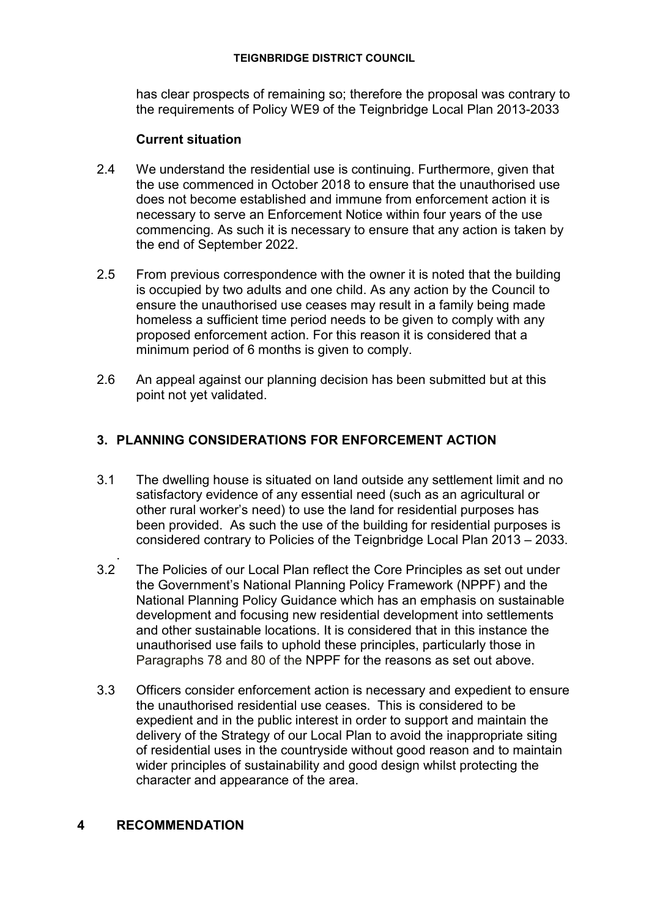has clear prospects of remaining so; therefore the proposal was contrary to the requirements of Policy WE9 of the Teignbridge Local Plan 2013-2033

**Current situation**

2.4 We understand the residential use is continuing. Furthermore, given that the use commenced in October 2018 to ensure that the unauthorised use does not become established and immune from enforcement action it is necessary to serve an Enforcement Notice within four years of the use commencing. As such it is necessary to ensure that any action is taken by the end of September 2022.

2.5 From previous correspondence with the owner it is noted that the building is occupied by two adults and one child. As any action by the Council to ensure the unauthorised use ceases may result in a family being made homeless a sufficient time period needs to be given to comply with any proposed enforcement action. For this reason it is considered that a minimum period of 6 months is given to comply.

2.6 An appeal against our planning decision has been submitted but at this point not yet validated.

## 3. PLANNING CONSIDERATIONS FOR ENFORCEMENT ACTION

3.1 The dwelling house is situated on land outside any settlement limit and no satisfactory evidence of any essential need (such as an agricultural or other rural worker's need) to use the land for residential purposes has been provided. As such the use of the building for residential purposes is considered contrary to Policies of the Teignbridge Local Plan 2013 – 2033.

3.2 The Policies of our Local Plan reflect the Core Principles as set out under the Government's National Planning Policy Framework (NPPF) and the National Planning Policy Guidance which has an emphasis on sustainable development and focusing new residential development into settlements and other sustainable locations. It is considered that in this instance the unauthorised use fails to uphold these principles, particularly those in Paragraphs 78 and 80 of the NPPF for the reasons as set out above.

3.3 Officers consider enforcement action is necessary and expedient to ensure the unauthorised residential use ceases. This is considered to be expedient and in the public interest in order to support and maintain the delivery of the Strategy of our Local Plan to avoid the inappropriate siting of residential uses in the countryside without good reason and to maintain wider principles of sustainability and good design whilst protecting the character and appearance of the area.

## 4 RECOMMENDATION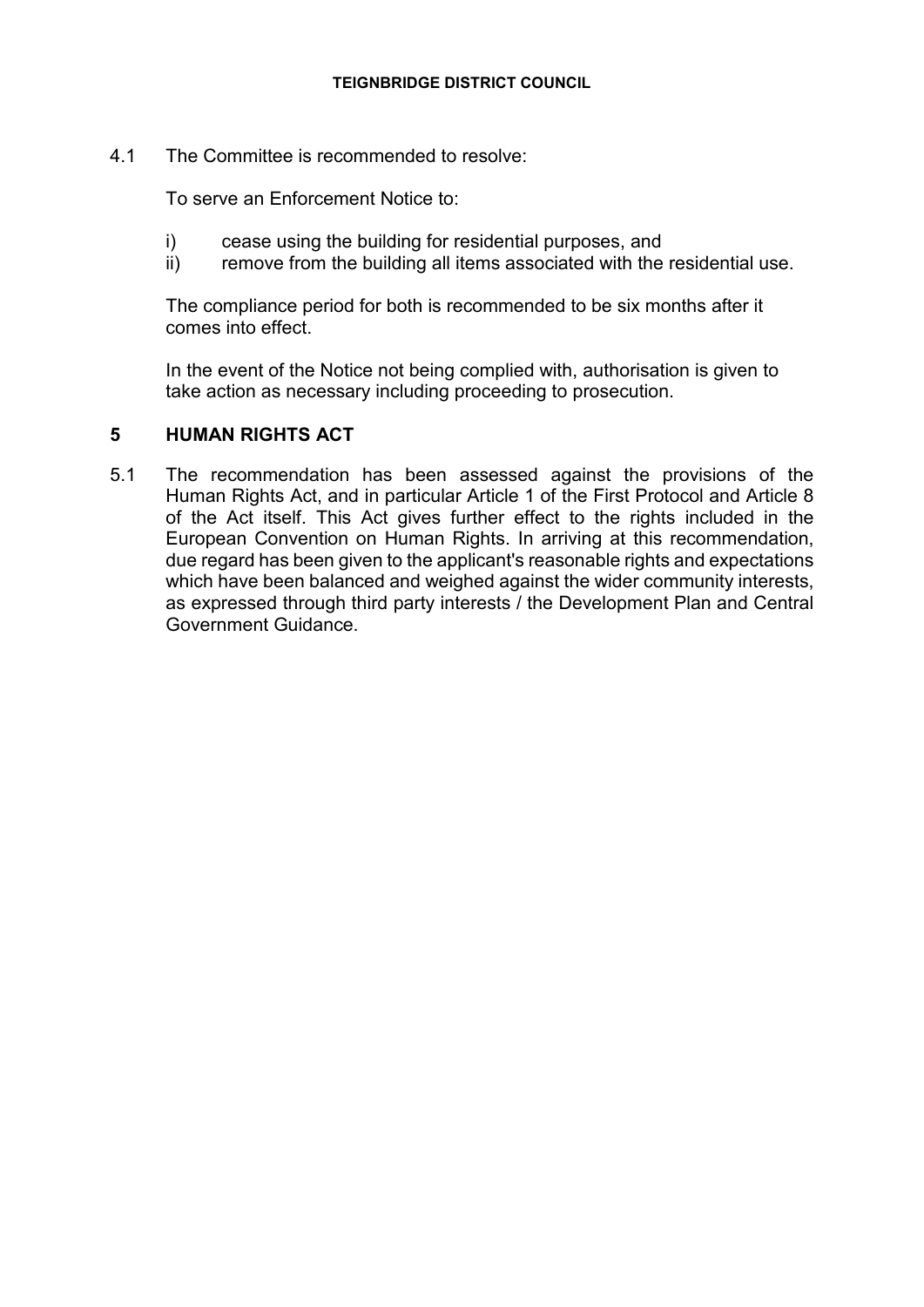4.1 The Committee is recommended to resolve:

To serve an Enforcement Notice to:

i) cease using the building for residential purposes, and
ii) remove from the building all items associated with the residential use.

The compliance period for both is recommended to be six months after it comes into effect.

In the event of the Notice not being complied with, authorisation is given to take action as necessary including proceeding to prosecution.

## 5 HUMAN RIGHTS ACT

5.1 The recommendation has been assessed against the provisions of the Human Rights Act, and in particular Article 1 of the First Protocol and Article 8 of the Act itself. This Act gives further effect to the rights included in the European Convention on Human Rights. In arriving at this recommendation, due regard has been given to the applicant's reasonable rights and expectations which have been balanced and weighed against the wider community interests, as expressed through third party interests / the Development Plan and Central Government Guidance.